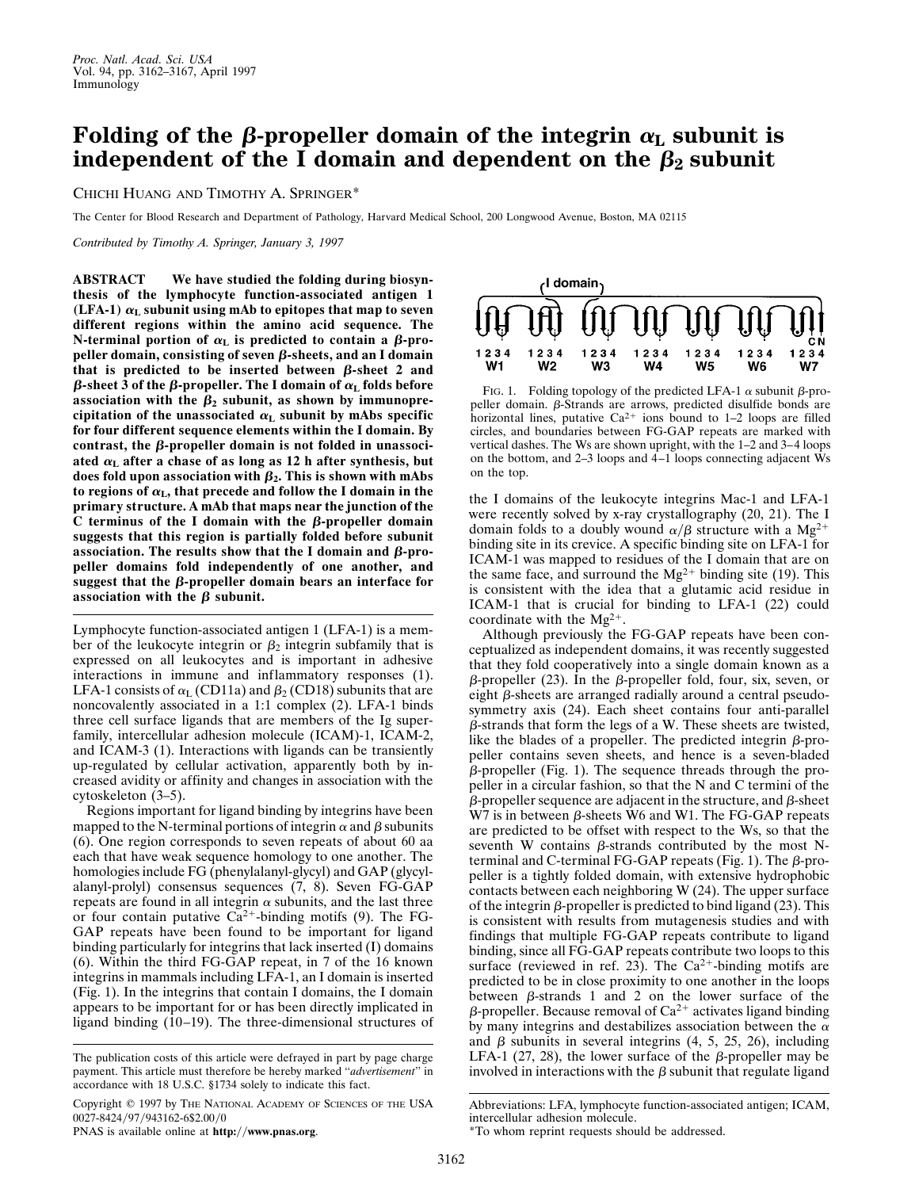# Folding of the β-propeller domain of the integrin $\alpha_L$ subunit is independent of the I domain and dependent on the $\beta_2$ subunit

CHICHI HUANG AND TIMOTHY A. SPRINGER*

The Center for Blood Research and Department of Pathology, Harvard Medical School, 200 Longwood Avenue, Boston, MA 02115

*Contributed by Timothy A. Springer, January 3, 1997*

**ABSTRACT** We have studied the folding during biosynthesis of the lymphocyte function-associated antigen 1 (LFA-1) $\alpha_L$ subunit using mAb to epitopes that map to seven different regions within the amino acid sequence. The N-terminal portion of $\alpha_L$ is predicted to contain a β-propeller domain, consisting of seven β-sheets, and an I domain that is predicted to be inserted between β-sheet 2 and β-sheet 3 of the β-propeller. The I domain of $\alpha_L$ folds before association with the $\beta_2$ subunit, as shown by immunoprecipitation of the unassociated $\alpha_L$ subunit by mAbs specific for four different sequence elements within the I domain. By contrast, the β-propeller domain is not folded in unassociated $\alpha_L$ after a chase of as long as 12 h after synthesis, but does fold upon association with $\beta_2$. This is shown with mAbs to regions of $\alpha_L$, that precede and follow the I domain in the primary structure. A mAb that maps near the junction of the C terminus of the I domain with the β-propeller domain suggests that this region is partially folded before subunit association. The results show that the I domain and β-propeller domains fold independently of one another, and suggest that the β-propeller domain bears an interface for association with the β subunit.

Lymphocyte function-associated antigen 1 (LFA-1) is a member of the leukocyte integrin or $\beta_2$ integrin subfamily that is expressed on all leukocytes and is important in adhesive interactions in immune and inflammatory responses (1). LFA-1 consists of $\alpha_L$ (CD11a) and $\beta_2$ (CD18) subunits that are noncovalently associated in a 1:1 complex (2). LFA-1 binds three cell surface ligands that are members of the Ig superfamily, intercellular adhesion molecule (ICAM)-1, ICAM-2, and ICAM-3 (1). Interactions with ligands can be transiently up-regulated by cellular activation, apparently both by increased avidity or affinity and changes in association with the cytoskeleton (3–5).

Regions important for ligand binding by integrins have been mapped to the N-terminal portions of integrin α and β subunits (6). One region corresponds to seven repeats of about 60 aa each that have weak sequence homology to one another. The homologies include FG (phenylalanyl-glycyl) and GAP (glycyl-alanyl-prolyl) consensus sequences (7, 8). Seven FG-GAP repeats are found in all integrin α subunits, and the last three or four contain putative $Ca^{2+}$-binding motifs (9). The FG-GAP repeats have been found to be important for ligand binding particularly for integrins that lack inserted (I) domains (6). Within the third FG-GAP repeat, in 7 of the 16 known integrins in mammals including LFA-1, an I domain is inserted (Fig. 1). In the integrins that contain I domains, the I domain appears to be important for or has been directly implicated in ligand binding (10–19). The three-dimensional structures of the I domains of the leukocyte integrins Mac-1 and LFA-1 were recently solved by x-ray crystallography (20, 21). The I domain folds to a doubly wound α/β structure with a $Mg^{2+}$ binding site in its crevice. A specific binding site on LFA-1 for ICAM-1 was mapped to residues of the I domain that are on the same face, and surround the $Mg^{2+}$ binding site (19). This is consistent with the idea that a glutamic acid residue in ICAM-1 that is crucial for binding to LFA-1 (22) could coordinate with the $Mg^{2+}$.

FIG. 1. Folding topology of the predicted LFA-1 α subunit β-propeller domain. β-Strands are arrows, predicted disulfide bonds are horizontal lines, putative $Ca^{2+}$ ions bound to 1–2 loops are filled circles, and boundaries between FG-GAP repeats are marked with vertical dashes. The Ws are shown upright, with the 1–2 and 3–4 loops on the bottom, and 2–3 loops and 4–1 loops connecting adjacent Ws on the top.

Although previously the FG-GAP repeats have been conceptualized as independent domains, it was recently suggested that they fold cooperatively into a single domain known as a β-propeller (23). In the β-propeller fold, four, six, seven, or eight β-sheets are arranged radially around a central pseudo-symmetry axis (24). Each sheet contains four anti-parallel β-strands that form the legs of a W. These sheets are twisted, like the blades of a propeller. The predicted integrin β-propeller contains seven sheets, and hence is a seven-bladed β-propeller (Fig. 1). The sequence threads through the propeller in a circular fashion, so that the N and C termini of the β-propeller sequence are adjacent in the structure, and β-sheet W7 is in between β-sheets W6 and W1. The FG-GAP repeats are predicted to be offset with respect to the Ws, so that the seventh W contains β-strands contributed by the most N-terminal and C-terminal FG-GAP repeats (Fig. 1). The β-propeller is a tightly folded domain, with extensive hydrophobic contacts between each neighboring W (24). The upper surface of the integrin β-propeller is predicted to bind ligand (23). This is consistent with results from mutagenesis studies and with findings that multiple FG-GAP repeats contribute to ligand binding, since all FG-GAP repeats contribute two loops to this surface (reviewed in ref. 23). The $Ca^{2+}$-binding motifs are predicted to be in close proximity to one another in the loops between β-strands 1 and 2 on the lower surface of the β-propeller. Because removal of $Ca^{2+}$ activates ligand binding by many integrins and destabilizes association between the α and β subunits in several integrins (4, 5, 25, 26), including LFA-1 (27, 28), the lower surface of the β-propeller may be involved in interactions with the β subunit that regulate ligand

The publication costs of this article were defrayed in part by page charge payment. This article must therefore be hereby marked "*advertisement*" in accordance with 18 U.S.C. §1734 solely to indicate this fact.

Copyright © 1997 by THE NATIONAL ACADEMY OF SCIENCES OF THE USA
0027-8424/97/943162-6$2.00/0
PNAS is available online at **http://www.pnas.org**.

Abbreviations: LFA, lymphocyte function-associated antigen; ICAM, intercellular adhesion molecule.
*To whom reprint requests should be addressed.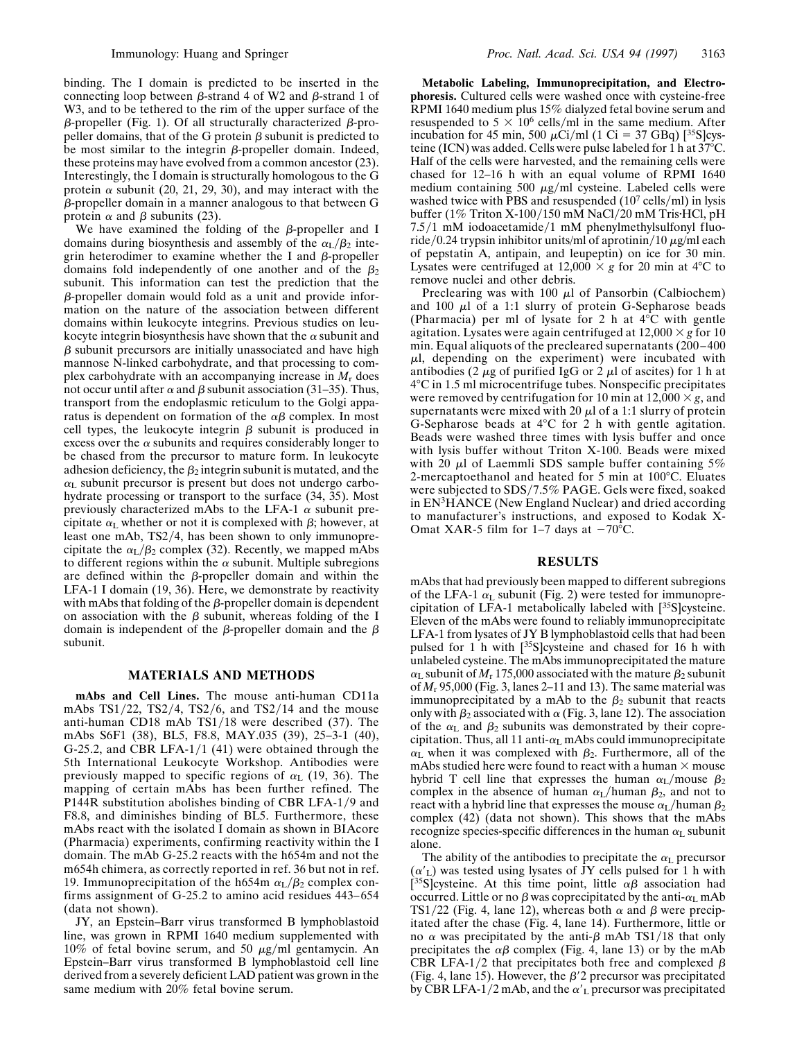binding. The I domain is predicted to be inserted in the connecting loop between β-strand 4 of W2 and β-strand 1 of W3, and to be tethered to the rim of the upper surface of the β-propeller (Fig. 1). Of all structurally characterized β-propeller domains, that of the G protein β subunit is predicted to be most similar to the integrin β-propeller domain. Indeed, these proteins may have evolved from a common ancestor (23). Interestingly, the I domain is structurally homologous to the G protein α subunit (20, 21, 29, 30), and may interact with the β-propeller domain in a manner analogous to that between G protein α and β subunits (23).

We have examined the folding of the β-propeller and I domains during biosynthesis and assembly of the $\alpha_L/\beta_2$ integrin heterodimer to examine whether the I and β-propeller domains fold independently of one another and of the $\beta_2$ subunit. This information can test the prediction that the β-propeller domain would fold as a unit and provide information on the nature of the association between different domains within leukocyte integrins. Previous studies on leukocyte integrin biosynthesis have shown that the α subunit and β subunit precursors are initially unassociated and have high mannose N-linked carbohydrate, and that processing to complex carbohydrate with an accompanying increase in $M_r$ does not occur until after α and β subunit association (31–35). Thus, transport from the endoplasmic reticulum to the Golgi apparatus is dependent on formation of the αβ complex. In most cell types, the leukocyte integrin β subunit is produced in excess over the α subunits and requires considerably longer to be chased from the precursor to mature form. In leukocyte adhesion deficiency, the $\beta_2$ integrin subunit is mutated, and the $\alpha_L$ subunit precursor is present but does not undergo carbohydrate processing or transport to the surface (34, 35). Most previously characterized mAbs to the LFA-1 α subunit precipitate $\alpha_L$ whether or not it is complexed with β; however, at least one mAb, TS2/4, has been shown to only immunoprecipitate the $\alpha_L/\beta_2$ complex (32). Recently, we mapped mAbs to different regions within the α subunit. Multiple subregions are defined within the β-propeller domain and within the LFA-1 I domain (19, 36). Here, we demonstrate by reactivity with mAbs that folding of the β-propeller domain is dependent on association with the β subunit, whereas folding of the I domain is independent of the β-propeller domain and the β subunit.

## MATERIALS AND METHODS

**mAbs and Cell Lines.** The mouse anti-human CD11a mAbs TS1/22, TS2/4, TS2/6, and TS2/14 and the mouse anti-human CD18 mAb TS1/18 were described (37). The mAbs S6F1 (38), BL5, F8.8, MAY.035 (39), 25–3-1 (40), G-25.2, and CBR LFA-1/1 (41) were obtained through the 5th International Leukocyte Workshop. Antibodies were previously mapped to specific regions of $\alpha_L$ (19, 36). The mapping of certain mAbs has been further refined. The P144R substitution abolishes binding of CBR LFA-1/9 and F8.8, and diminishes binding of BL5. Furthermore, these mAbs react with the isolated I domain as shown in BIAcore (Pharmacia) experiments, confirming reactivity within the I domain. The mAb G-25.2 reacts with the h654m and not the m654h chimera, as correctly reported in ref. 36 but not in ref. 19. Immunoprecipitation of the h654m $\alpha_L/\beta_2$ complex confirms assignment of G-25.2 to amino acid residues 443–654 (data not shown).

JY, an Epstein–Barr virus transformed B lymphoblastoid line, was grown in RPMI 1640 medium supplemented with 10% of fetal bovine serum, and 50 μg/ml gentamycin. An Epstein–Barr virus transformed B lymphoblastoid cell line derived from a severely deficient LAD patient was grown in the same medium with 20% fetal bovine serum.

**Metabolic Labeling, Immunoprecipitation, and Electrophoresis.** Cultured cells were washed once with cysteine-free RPMI 1640 medium plus 15% dialyzed fetal bovine serum and resuspended to $5 \times 10^6$ cells/ml in the same medium. After incubation for 45 min, 500 μCi/ml (1 Ci = 37 GBq) [$^{35}$S]cysteine (ICN) was added. Cells were pulse labeled for 1 h at 37°C. Half of the cells were harvested, and the remaining cells were chased for 12–16 h with an equal volume of RPMI 1640 medium containing 500 μg/ml cysteine. Labeled cells were washed twice with PBS and resuspended ($10^7$ cells/ml) in lysis buffer (1% Triton X-100/150 mM NaCl/20 mM Tris·HCl, pH 7.5/1 mM iodoacetamide/1 mM phenylmethylsulfonyl fluoride/0.24 trypsin inhibitor units/ml of aprotinin/10 μg/ml each of pepstatin A, antipain, and leupeptin) on ice for 30 min. Lysates were centrifuged at 12,000 × *g* for 20 min at 4°C to remove nuclei and other debris.

Preclearing was with 100 μl of Pansorbin (Calbiochem) and 100 μl of a 1:1 slurry of protein G-Sepharose beads (Pharmacia) per ml of lysate for 2 h at 4°C with gentle agitation. Lysates were again centrifuged at 12,000 × *g* for 10 min. Equal aliquots of the precleared supernatants (200–400 μl, depending on the experiment) were incubated with antibodies (2 μg of purified IgG or 2 μl of ascites) for 1 h at 4°C in 1.5 ml microcentrifuge tubes. Nonspecific precipitates were removed by centrifugation for 10 min at 12,000 × *g*, and supernatants were mixed with 20 μl of a 1:1 slurry of protein G-Sepharose beads at 4°C for 2 h with gentle agitation. Beads were washed three times with lysis buffer and once with lysis buffer without Triton X-100. Beads were mixed with 20 μl of Laemmli SDS sample buffer containing 5% 2-mercaptoethanol and heated for 5 min at 100°C. Eluates were subjected to SDS/7.5% PAGE. Gels were fixed, soaked in EN$^3$HANCE (New England Nuclear) and dried according to manufacturer's instructions, and exposed to Kodak X-Omat XAR-5 film for 1–7 days at −70°C.

## RESULTS

mAbs that had previously been mapped to different subregions of the LFA-1 $\alpha_L$ subunit (Fig. 2) were tested for immunoprecipitation of LFA-1 metabolically labeled with [$^{35}$S]cysteine. Eleven of the mAbs were found to reliably immunoprecipitate LFA-1 from lysates of JY B lymphoblastoid cells that had been pulsed for 1 h with [$^{35}$S]cysteine and chased for 16 h with unlabeled cysteine. The mAbs immunoprecipitated the mature $\alpha_L$ subunit of $M_r$ 175,000 associated with the mature $\beta_2$ subunit of $M_r$ 95,000 (Fig. 3, lanes 2–11 and 13). The same material was immunoprecipitated by a mAb to the $\beta_2$ subunit that reacts only with $\beta_2$ associated with α (Fig. 3, lane 12). The association of the $\alpha_L$ and $\beta_2$ subunits was demonstrated by their coprecipitation. Thus, all 11 anti-$\alpha_L$ mAbs could immunoprecipitate $\alpha_L$ when it was complexed with $\beta_2$. Furthermore, all of the mAbs studied here were found to react with a human × mouse hybrid T cell line that expresses the human $\alpha_L$/mouse $\beta_2$ complex in the absence of human $\alpha_L$/human $\beta_2$, and not to react with a hybrid line that expresses the mouse $\alpha_L$/human $\beta_2$ complex (42) (data not shown). This shows that the mAbs recognize species-specific differences in the human $\alpha_L$ subunit alone.

The ability of the antibodies to precipitate the $\alpha_L$ precursor ($\alpha'_L$) was tested using lysates of JY cells pulsed for 1 h with [$^{35}$S]cysteine. At this time point, little αβ association had occurred. Little or no β was coprecipitated by the anti-$\alpha_L$ mAb TS1/22 (Fig. 4, lane 12), whereas both α and β were precipitated after the chase (Fig. 4, lane 14). Furthermore, little or no α was precipitated by the anti-β mAb TS1/18 that only precipitates the αβ complex (Fig. 4, lane 13) or by the mAb CBR LFA-1/2 that precipitates both free and complexed β (Fig. 4, lane 15). However, the $\beta'2$ precursor was precipitated by CBR LFA-1/2 mAb, and the $\alpha'_L$ precursor was precipitated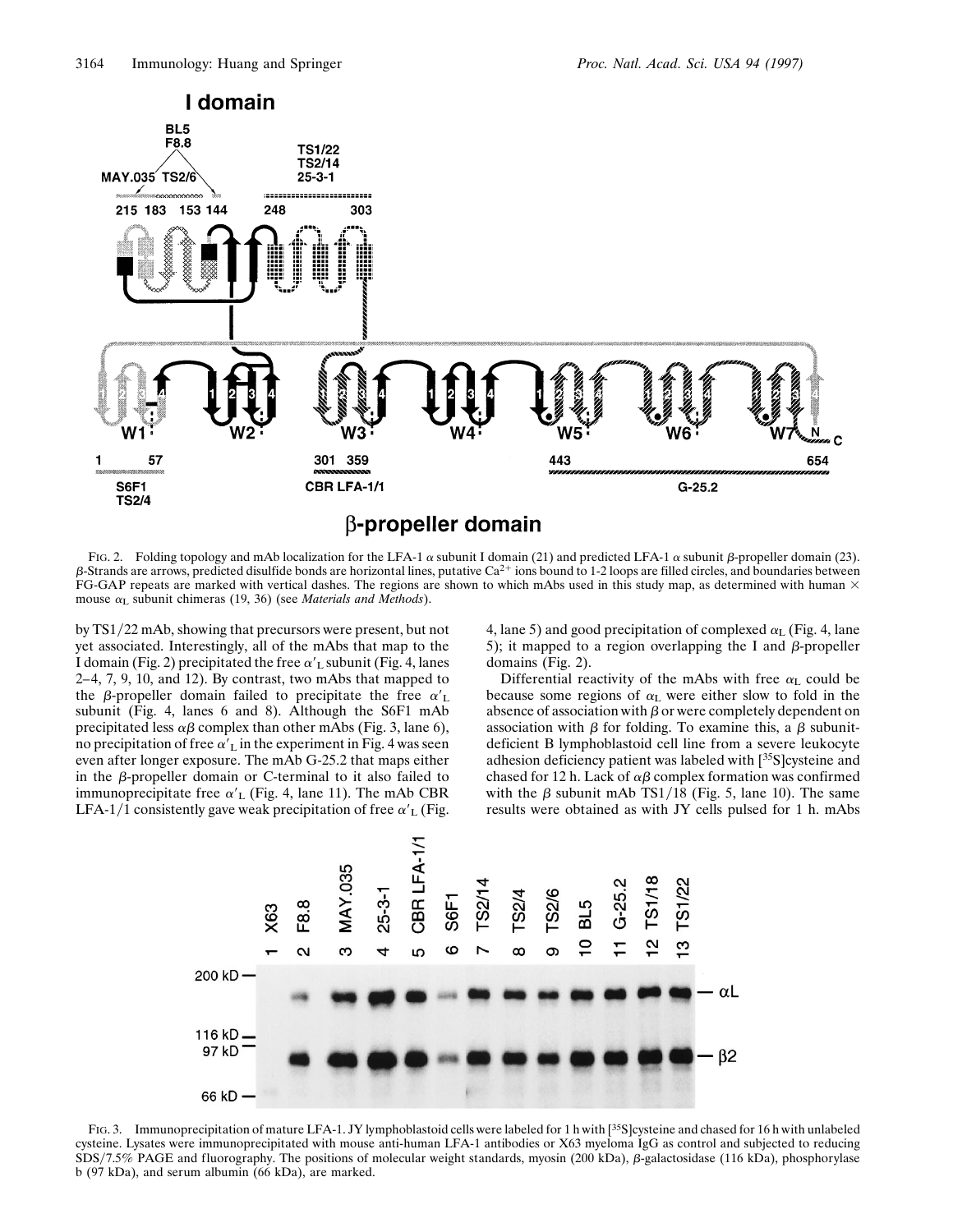FIG. 2. Folding topology and mAb localization for the LFA-1 $\alpha$ subunit I domain (21) and predicted LFA-1 $\alpha$ subunit $\beta$-propeller domain (23). $\beta$-Strands are arrows, predicted disulfide bonds are horizontal lines, putative $Ca^{2+}$ ions bound to 1-2 loops are filled circles, and boundaries between FG-GAP repeats are marked with vertical dashes. The regions are shown to which mAbs used in this study map, as determined with human × mouse $\alpha_L$ subunit chimeras (19, 36) (see *Materials and Methods*).

by TS1/22 mAb, showing that precursors were present, but not yet associated. Interestingly, all of the mAbs that map to the I domain (Fig. 2) precipitated the free $\alpha'_L$ subunit (Fig. 4, lanes 2–4, 7, 9, 10, and 12). By contrast, two mAbs that mapped to the $\beta$-propeller domain failed to precipitate the free $\alpha'_L$ subunit (Fig. 4, lanes 6 and 8). Although the S6F1 mAb precipitated less $\alpha\beta$ complex than other mAbs (Fig. 3, lane 6), no precipitation of free $\alpha'_L$ in the experiment in Fig. 4 was seen even after longer exposure. The mAb G-25.2 that maps either in the $\beta$-propeller domain or C-terminal to it also failed to immunoprecipitate free $\alpha'_L$ (Fig. 4, lane 11). The mAb CBR LFA-1/1 consistently gave weak precipitation of free $\alpha'_L$ (Fig. 4, lane 5) and good precipitation of complexed $\alpha_L$ (Fig. 4, lane 5); it mapped to a region overlapping the I and $\beta$-propeller domains (Fig. 2).

Differential reactivity of the mAbs with free $\alpha_L$ could be because some regions of $\alpha_L$ were either slow to fold in the absence of association with $\beta$ or were completely dependent on association with $\beta$ for folding. To examine this, a $\beta$ subunit-deficient B lymphoblastoid cell line from a severe leukocyte adhesion deficiency patient was labeled with [$^{35}$S]cysteine and chased for 12 h. Lack of $\alpha\beta$ complex formation was confirmed with the $\beta$ subunit mAb TS1/18 (Fig. 5, lane 10). The same results were obtained as with JY cells pulsed for 1 h. mAbs

FIG. 3. Immunoprecipitation of mature LFA-1. JY lymphoblastoid cells were labeled for 1 h with [$^{35}$S]cysteine and chased for 16 h with unlabeled cysteine. Lysates were immunoprecipitated with mouse anti-human LFA-1 antibodies or X63 myeloma IgG as control and subjected to reducing SDS/7.5% PAGE and fluorography. The positions of molecular weight standards, myosin (200 kDa), $\beta$-galactosidase (116 kDa), phosphorylase b (97 kDa), and serum albumin (66 kDa), are marked.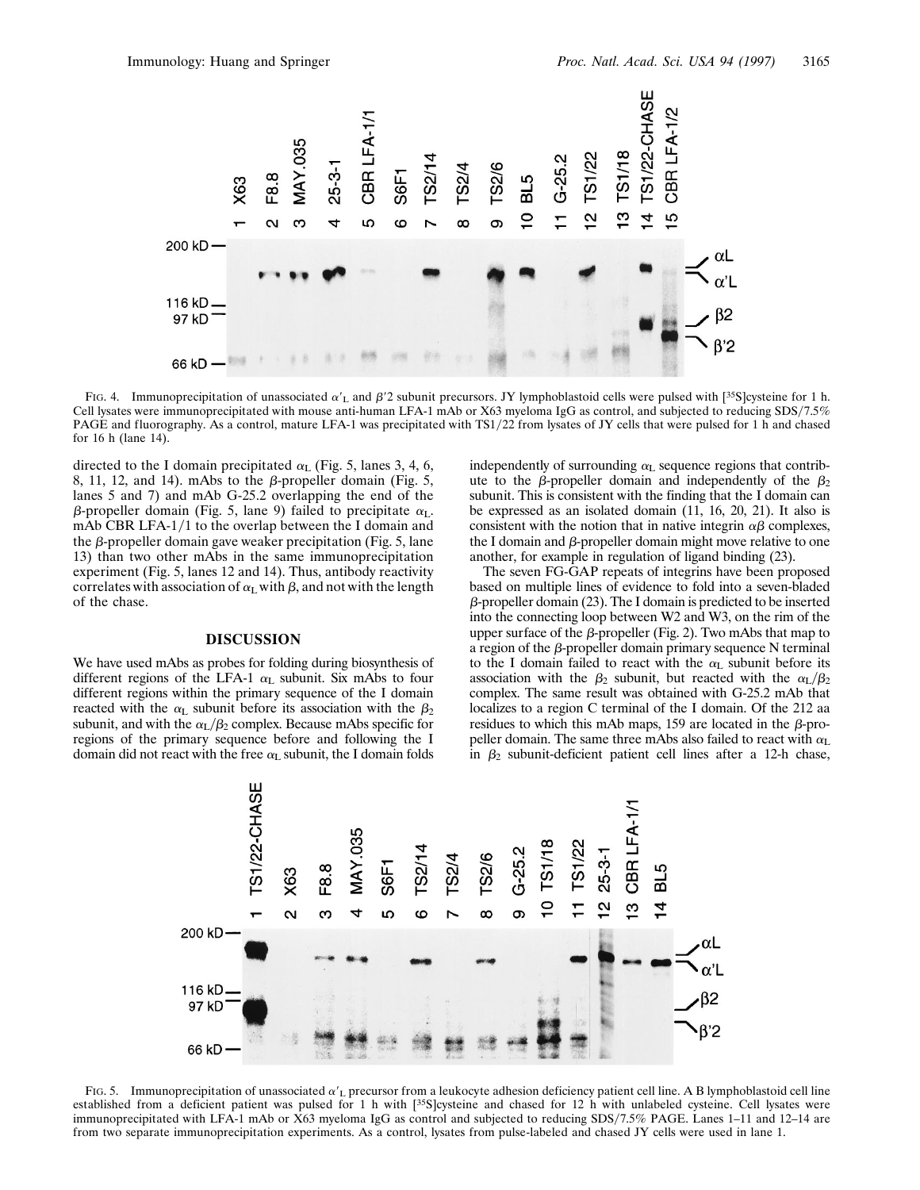Fig. 4. Immunoprecipitation of unassociated $\alpha'_L$ and $\beta'2$ subunit precursors. JY lymphoblastoid cells were pulsed with [$^{35}$S]cysteine for 1 h. Cell lysates were immunoprecipitated with mouse anti-human LFA-1 mAb or X63 myeloma IgG as control, and subjected to reducing SDS/7.5% PAGE and fluorography. As a control, mature LFA-1 was precipitated with TS1/22 from lysates of JY cells that were pulsed for 1 h and chased for 16 h (lane 14).

directed to the I domain precipitated $\alpha_L$ (Fig. 5, lanes 3, 4, 6, 8, 11, 12, and 14). mAbs to the $\beta$-propeller domain (Fig. 5, lanes 5 and 7) and mAb G-25.2 overlapping the end of the $\beta$-propeller domain (Fig. 5, lane 9) failed to precipitate $\alpha_L$. mAb CBR LFA-1/1 to the overlap between the I domain and the $\beta$-propeller domain gave weaker precipitation (Fig. 5, lane 13) than two other mAbs in the same immunoprecipitation experiment (Fig. 5, lanes 12 and 14). Thus, antibody reactivity correlates with association of $\alpha_L$ with $\beta$, and not with the length of the chase.

## DISCUSSION

We have used mAbs as probes for folding during biosynthesis of different regions of the LFA-1 $\alpha_L$ subunit. Six mAbs to four different regions within the primary sequence of the I domain reacted with the $\alpha_L$ subunit before its association with the $\beta_2$ subunit, and with the $\alpha_L/\beta_2$ complex. Because mAbs specific for regions of the primary sequence before and following the I domain did not react with the free $\alpha_L$ subunit, the I domain folds independently of surrounding $\alpha_L$ sequence regions that contribute to the $\beta$-propeller domain and independently of the $\beta_2$ subunit. This is consistent with the finding that the I domain can be expressed as an isolated domain (11, 16, 20, 21). It also is consistent with the notion that in native integrin $\alpha\beta$ complexes, the I domain and $\beta$-propeller domain might move relative to one another, for example in regulation of ligand binding (23).

The seven FG-GAP repeats of integrins have been proposed based on multiple lines of evidence to fold into a seven-bladed $\beta$-propeller domain (23). The I domain is predicted to be inserted into the connecting loop between W2 and W3, on the rim of the upper surface of the $\beta$-propeller (Fig. 2). Two mAbs that map to a region of the $\beta$-propeller domain primary sequence N terminal to the I domain failed to react with the $\alpha_L$ subunit before its association with the $\beta_2$ subunit, but reacted with the $\alpha_L/\beta_2$ complex. The same result was obtained with G-25.2 mAb that localizes to a region C terminal of the I domain. Of the 212 aa residues to which this mAb maps, 159 are located in the $\beta$-propeller domain. The same three mAbs also failed to react with $\alpha_L$ in $\beta_2$ subunit-deficient patient cell lines after a 12-h chase,

Fig. 5. Immunoprecipitation of unassociated $\alpha'_L$ precursor from a leukocyte adhesion deficiency patient cell line. A B lymphoblastoid cell line established from a deficient patient was pulsed for 1 h with [$^{35}$S]cysteine and chased for 12 h with unlabeled cysteine. Cell lysates were immunoprecipitated with LFA-1 mAb or X63 myeloma IgG as control and subjected to reducing SDS/7.5% PAGE. Lanes 1–11 and 12–14 are from two separate immunoprecipitation experiments. As a control, lysates from pulse-labeled and chased JY cells were used in lane 1.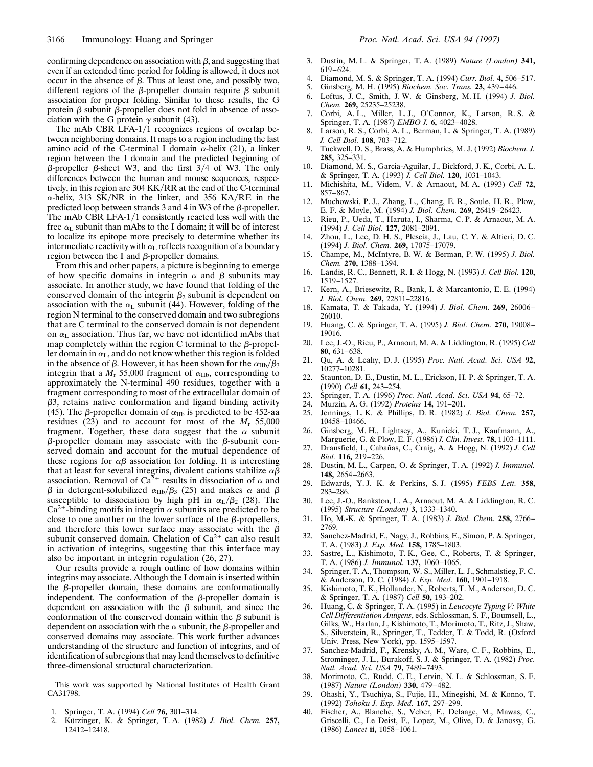confirming dependence on association with β, and suggesting that even if an extended time period for folding is allowed, it does not occur in the absence of β. Thus at least one, and possibly two, different regions of the β-propeller domain require β subunit association for proper folding. Similar to these results, the G protein β subunit β-propeller does not fold in absence of association with the G protein γ subunit (43).

The mAb CBR LFA-1/1 recognizes regions of overlap between neighboring domains. It maps to a region including the last amino acid of the C-terminal I domain α-helix (21), a linker region between the I domain and the predicted beginning of β-propeller β-sheet W3, and the first 3/4 of W3. The only differences between the human and mouse sequences, respectively, in this region are 304 KK/RR at the end of the C-terminal α-helix, 313 SK/NR in the linker, and 356 KA/RE in the predicted loop between strands 3 and 4 in W3 of the β-propeller. The mAb CBR LFA-1/1 consistently reacted less well with the free $\alpha_L$ subunit than mAbs to the I domain; it will be of interest to localize its epitope more precisely to determine whether its intermediate reactivity with $\alpha_L$ reflects recognition of a boundary region between the I and β-propeller domains.

From this and other papers, a picture is beginning to emerge of how specific domains in integrin α and β subunits may associate. In another study, we have found that folding of the conserved domain of the integrin $\beta_2$ subunit is dependent on association with the $\alpha_L$ subunit (44). However, folding of the region N terminal to the conserved domain and two subregions that are C terminal to the conserved domain is not dependent on $\alpha_L$ association. Thus far, we have not identified mAbs that map completely within the region C terminal to the β-propeller domain in $\alpha_L$, and do not know whether this region is folded in the absence of β. However, it has been shown for the $\alpha_{IIb}/\beta_3$ integrin that a $M_r$ 55,000 fragment of $\alpha_{IIb}$, corresponding to approximately the N-terminal 490 residues, together with a fragment corresponding to most of the extracellular domain of β3, retains native conformation and ligand binding activity (45). The β-propeller domain of $\alpha_{IIb}$ is predicted to be 452-aa residues (23) and to account for most of the $M_r$ 55,000 fragment. Together, these data suggest that the α subunit β-propeller domain may associate with the β-subunit conserved domain and account for the mutual dependence of these regions for αβ association for folding. It is interesting that at least for several integrins, divalent cations stabilize αβ association. Removal of $Ca^{2+}$ results in dissociation of α and β in detergent-solubilized $\alpha_{IIb}/\beta_3$ (25) and makes α and β susceptible to dissociation by high pH in $\alpha_L/\beta_2$ (28). The $Ca^{2+}$-binding motifs in integrin α subunits are predicted to be close to one another on the lower surface of the β-propellers, and therefore this lower surface may associate with the β subunit conserved domain. Chelation of $Ca^{2+}$ can also result in activation of integrins, suggesting that this interface may also be important in integrin regulation (26, 27).

Our results provide a rough outline of how domains within integrins may associate. Although the I domain is inserted within the β-propeller domain, these domains are conformationally independent. The conformation of the β-propeller domain is dependent on association with the β subunit, and since the conformation of the conserved domain within the β subunit is dependent on association with the α subunit, the β-propeller and conserved domains may associate. This work further advances understanding of the structure and function of integrins, and of identification of subregions that may lend themselves to definitive three-dimensional structural characterization.

This work was supported by National Institutes of Health Grant CA31798.

1. Springer, T. A. (1994) *Cell* **76,** 301–314.
2. Kürzinger, K. & Springer, T. A. (1982) *J. Biol. Chem.* **257,** 12412–12418.
3. Dustin, M. L. & Springer, T. A. (1989) *Nature (London)* **341,** 619–624.
4. Diamond, M. S. & Springer, T. A. (1994) *Curr. Biol.* **4,** 506–517.
5. Ginsberg, M. H. (1995) *Biochem. Soc. Trans.* **23,** 439–446.
6. Loftus, J. C., Smith, J. W. & Ginsberg, M. H. (1994) *J. Biol. Chem.* **269,** 25235–25238.
7. Corbi, A. L., Miller, L. J., O'Connor, K., Larson, R. S. & Springer, T. A. (1987) *EMBO J.* **6,** 4023–4028.
8. Larson, R. S., Corbi, A. L., Berman, L. & Springer, T. A. (1989) *J. Cell Biol.* **108,** 703–712.
9. Tuckwell, D. S., Brass, A. & Humphries, M. J. (1992) *Biochem. J.* **285,** 325–331.
10. Diamond, M. S., Garcia-Aguilar, J., Bickford, J. K., Corbi, A. L. & Springer, T. A. (1993) *J. Cell Biol.* **120,** 1031–1043.
11. Michishita, M., Videm, V. & Arnaout, M. A. (1993) *Cell* **72,** 857–867.
12. Muchowski, P. J., Zhang, L., Chang, E. R., Soule, H. R., Plow, E. F. & Moyle, M. (1994) *J. Biol. Chem.* **269,** 26419–26423.
13. Rieu, P., Ueda, T., Haruta, I., Sharma, C. P. & Arnaout, M. A. (1994) *J. Cell Biol.* **127,** 2081–2091.
14. Zhou, L., Lee, D. H. S., Plescia, J., Lau, C. Y. & Altieri, D. C. (1994) *J. Biol. Chem.* **269,** 17075–17079.
15. Champe, M., McIntyre, B. W. & Berman, P. W. (1995) *J. Biol. Chem.* **270,** 1388–1394.
16. Landis, R. C., Bennett, R. I. & Hogg, N. (1993) *J. Cell Biol.* **120,** 1519–1527.
17. Kern, A., Briesewitz, R., Bank, I. & Marcantonio, E. E. (1994) *J. Biol. Chem.* **269,** 22811–22816.
18. Kamata, T. & Takada, Y. (1994) *J. Biol. Chem.* **269,** 26006–26010.
19. Huang, C. & Springer, T. A. (1995) *J. Biol. Chem.* **270,** 19008–19016.
20. Lee, J.-O., Rieu, P., Arnaout, M. A. & Liddington, R. (1995) *Cell* **80,** 631–638.
21. Qu, A. & Leahy, D. J. (1995) *Proc. Natl. Acad. Sci. USA* **92,** 10277–10281.
22. Staunton, D. E., Dustin, M. L., Erickson, H. P. & Springer, T. A. (1990) *Cell* **61,** 243–254.
23. Springer, T. A. (1996) *Proc. Natl. Acad. Sci. USA* **94,** 65–72.
24. Murzin, A. G. (1992) *Proteins* **14,** 191–201.
25. Jennings, L. K. & Phillips, D. R. (1982) *J. Biol. Chem.* **257,** 10458–10466.
26. Ginsberg, M. H., Lightsey, A., Kunicki, T. J., Kaufmann, A., Marguerie, G. & Plow, E. F. (1986) *J. Clin. Invest.* **78,** 1103–1111.
27. Dransfield, I., Cabañas, C., Craig, A. & Hogg, N. (1992) *J. Cell Biol.* **116,** 219–226.
28. Dustin, M. L., Carpen, O. & Springer, T. A. (1992) *J. Immunol.* **148,** 2654–2663.
29. Edwards, Y. J. K. & Perkins, S. J. (1995) *FEBS Lett.* **358,** 283–286.
30. Lee, J.-O., Bankston, L. A., Arnaout, M. A. & Liddington, R. C. (1995) *Structure (London)* **3,** 1333–1340.
31. Ho, M.-K. & Springer, T. A. (1983) *J. Biol. Chem.* **258,** 2766–2769.
32. Sanchez-Madrid, F., Nagy, J., Robbins, E., Simon, P. & Springer, T. A. (1983) *J. Exp. Med.* **158,** 1785–1803.
33. Sastre, L., Kishimoto, T. K., Gee, C., Roberts, T. & Springer, T. A. (1986) *J. Immunol.* **137,** 1060–1065.
34. Springer, T. A., Thompson, W. S., Miller, L. J., Schmalstieg, F. C. & Anderson, D. C. (1984) *J. Exp. Med.* **160,** 1901–1918.
35. Kishimoto, T. K., Hollander, N., Roberts, T. M., Anderson, D. C. & Springer, T. A. (1987) *Cell* **50,** 193–202.
36. Huang, C. & Springer, T. A. (1995) in *Leucocyte Typing V: White Cell Differentiation Antigens*, eds. Schlossman, S. F., Boumsell, L., Gilks, W., Harlan, J., Kishimoto, T., Morimoto, C., Ritz, J., Shaw, S., Silverstein, R., Springer, T., Tedder, T. & Todd, R. (Oxford Univ. Press, New York), pp. 1595–1597.
37. Sanchez-Madrid, F., Krensky, A. M., Ware, C. F., Robbins, E., Strominger, J. L., Burakoff, S. J. & Springer, T. A. (1982) *Proc. Natl. Acad. Sci. USA* **79,** 7489–7493.
38. Morimoto, C., Rudd, C. E., Letvin, N. L. & Schlossman, S. F. (1987) *Nature (London)* **330,** 479–482.
39. Ohashi, Y., Tsuchiya, S., Fujie, H., Minegishi, M. & Konno, T. (1992) *Tohoku J. Exp. Med.* **167,** 297–299.
40. Fischer, A., Blanche, S., Veber, F., Delaage, M., Mawas, C., Griscelli, C., Le Deist, F., Lopez, M., Olive, D. & Janossy, G. (1986) *Lancet* **ii,** 1058–1061.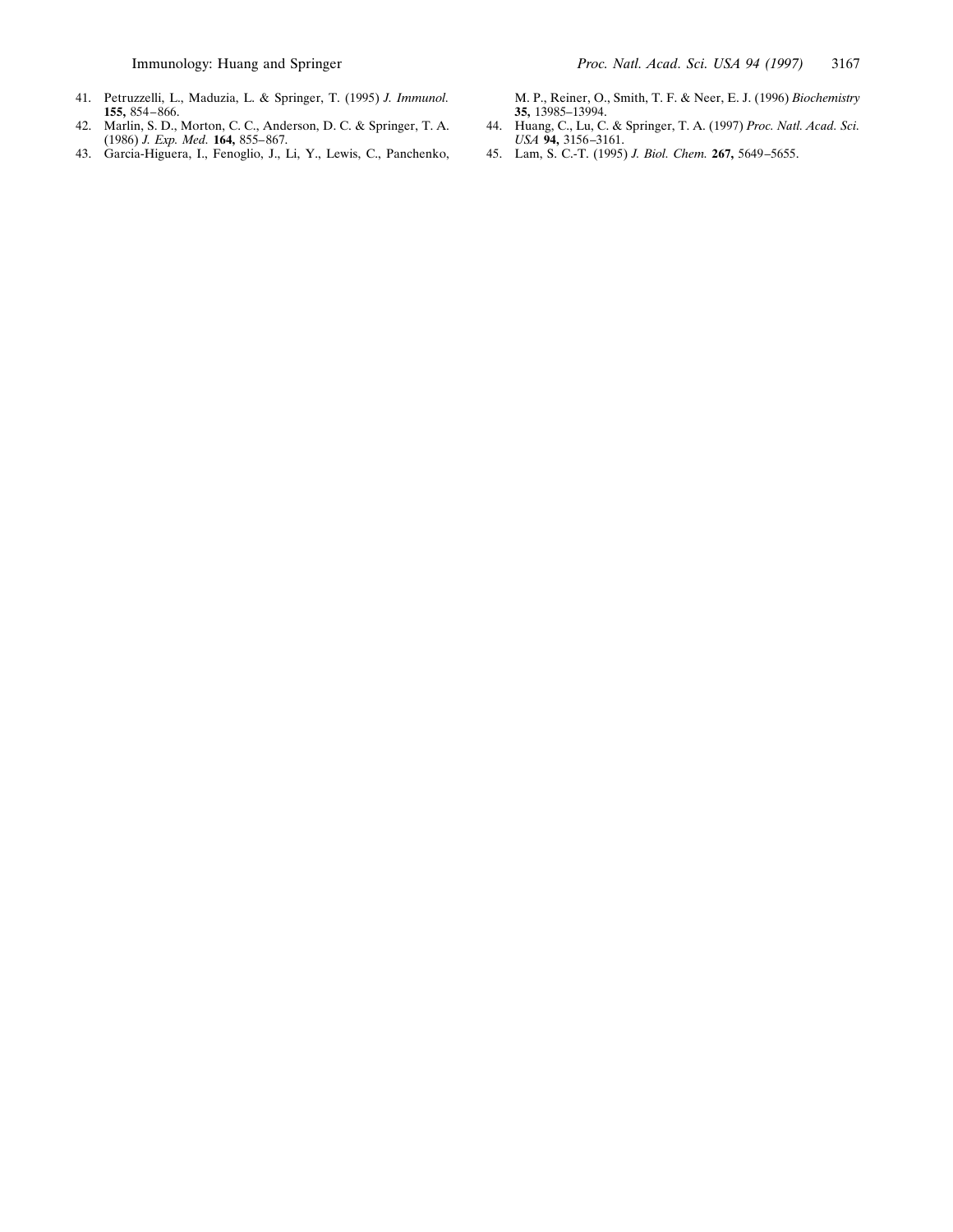41. Petruzzelli, L., Maduzia, L. & Springer, T. (1995) *J. Immunol.* **155,** 854–866.
42. Marlin, S. D., Morton, C. C., Anderson, D. C. & Springer, T. A. (1986) *J. Exp. Med.* **164,** 855–867.
43. Garcia-Higuera, I., Fenoglio, J., Li, Y., Lewis, C., Panchenko, M. P., Reiner, O., Smith, T. F. & Neer, E. J. (1996) *Biochemistry* **35,** 13985–13994.
44. Huang, C., Lu, C. & Springer, T. A. (1997) *Proc. Natl. Acad. Sci. USA* **94,** 3156–3161.
45. Lam, S. C.-T. (1995) *J. Biol. Chem.* **267,** 5649–5655.